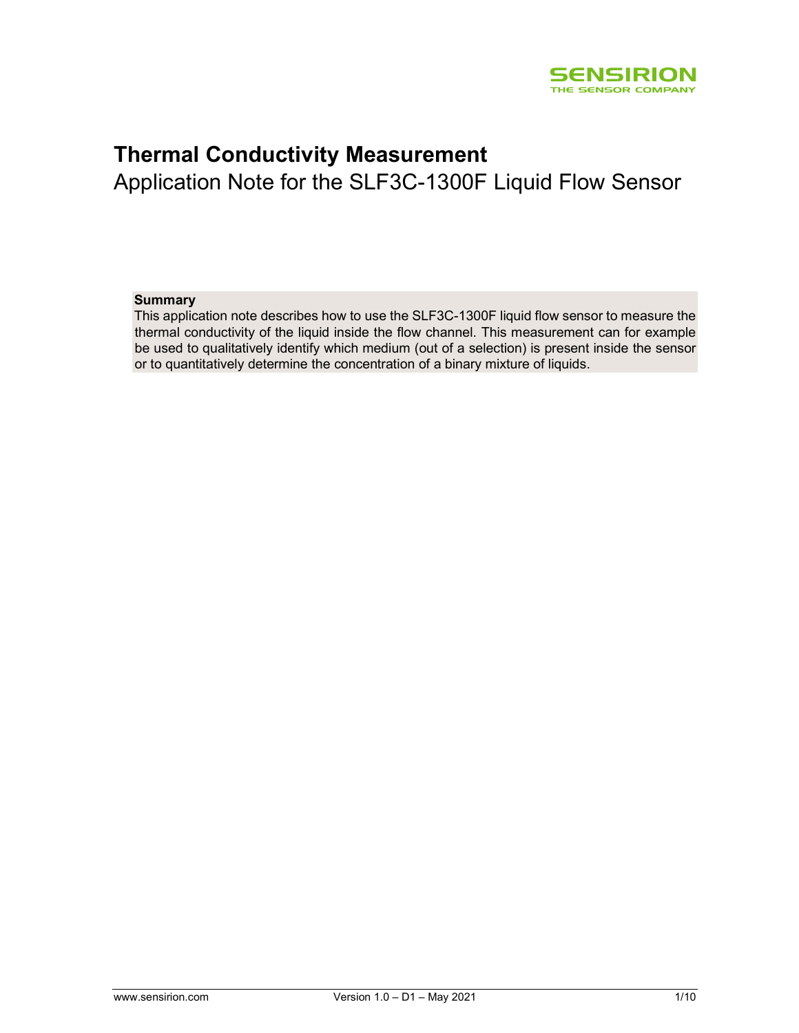# Thermal Conductivity Measurement

Application Note for the SLF3C-1300F Liquid Flow Sensor

**Summary**

This application note describes how to use the SLF3C-1300F liquid flow sensor to measure the thermal conductivity of the liquid inside the flow channel. This measurement can for example be used to qualitatively identify which medium (out of a selection) is present inside the sensor or to quantitatively determine the concentration of a binary mixture of liquids.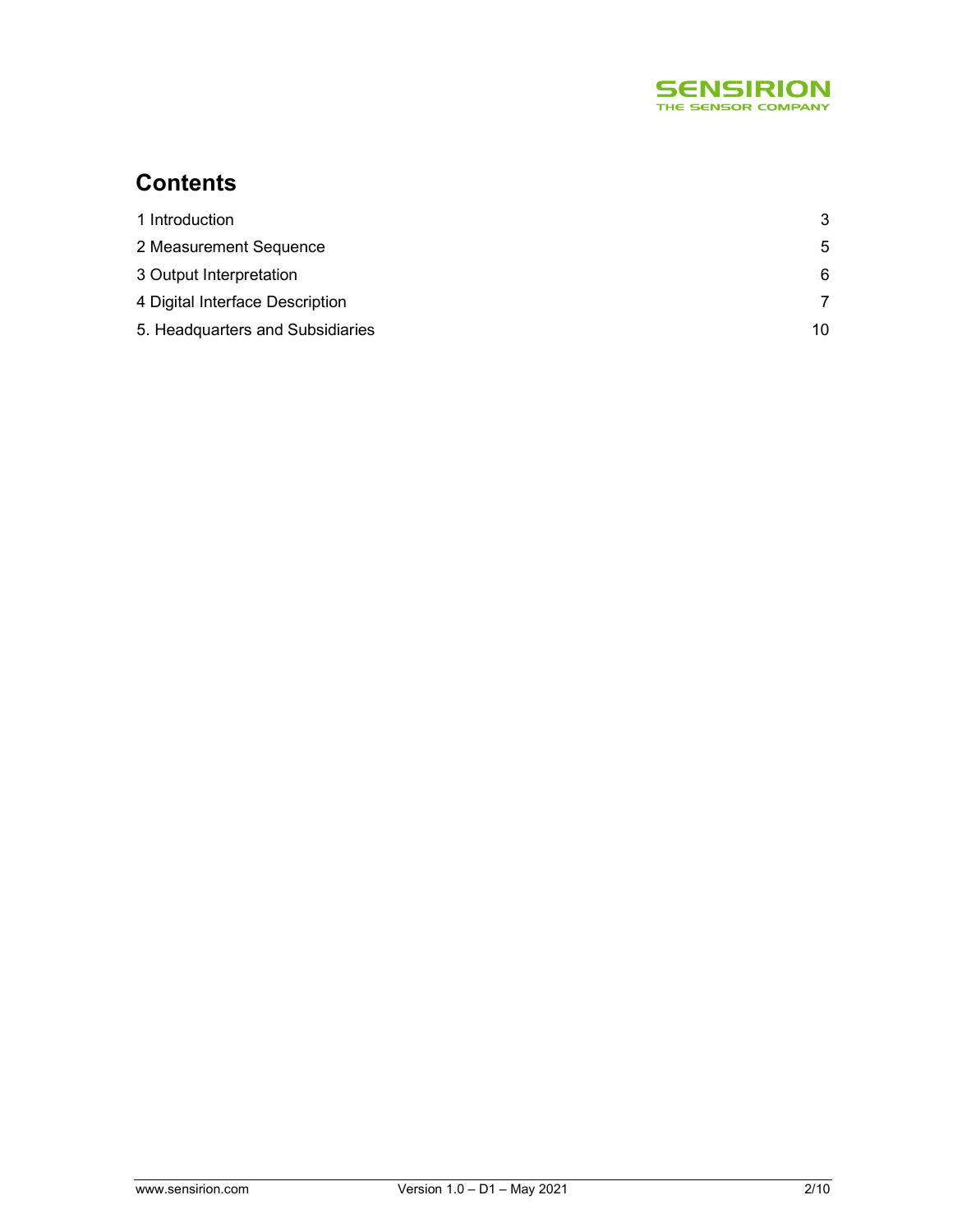# Contents

| | |
|---|---|
| 1 Introduction | 3 |
| 2 Measurement Sequence | 5 |
| 3 Output Interpretation | 6 |
| 4 Digital Interface Description | 7 |
| 5. Headquarters and Subsidiaries | 10 |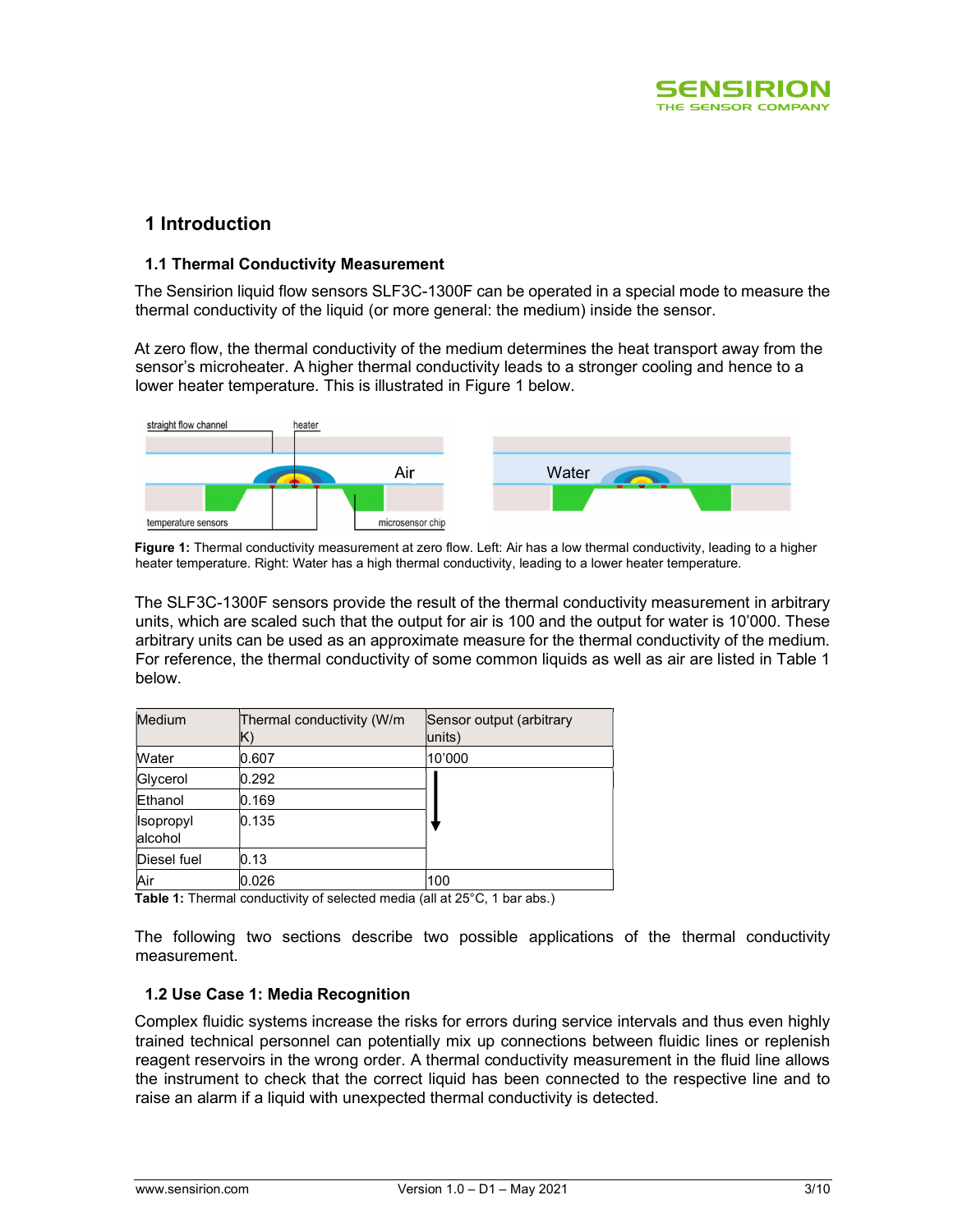# 1 Introduction

## 1.1 Thermal Conductivity Measurement

The Sensirion liquid flow sensors SLF3C-1300F can be operated in a special mode to measure the thermal conductivity of the liquid (or more general: the medium) inside the sensor.

At zero flow, the thermal conductivity of the medium determines the heat transport away from the sensor's microheater. A higher thermal conductivity leads to a stronger cooling and hence to a lower heater temperature. This is illustrated in Figure 1 below.

**Figure 1:** Thermal conductivity measurement at zero flow. Left: Air has a low thermal conductivity, leading to a higher heater temperature. Right: Water has a high thermal conductivity, leading to a lower heater temperature.

The SLF3C-1300F sensors provide the result of the thermal conductivity measurement in arbitrary units, which are scaled such that the output for air is 100 and the output for water is 10'000. These arbitrary units can be used as an approximate measure for the thermal conductivity of the medium. For reference, the thermal conductivity of some common liquids as well as air are listed in Table 1 below.

| Medium | Thermal conductivity (W/m K) | Sensor output (arbitrary units) |
|---|---|---|
| Water | 0.607 | 10'000 |
| Glycerol | 0.292 | ↓ |
| Ethanol | 0.169 | |
| Isopropyl alcohol | 0.135 | |
| Diesel fuel | 0.13 | |
| Air | 0.026 | 100 |

**Table 1:** Thermal conductivity of selected media (all at 25°C, 1 bar abs.)

The following two sections describe two possible applications of the thermal conductivity measurement.

## 1.2 Use Case 1: Media Recognition

Complex fluidic systems increase the risks for errors during service intervals and thus even highly trained technical personnel can potentially mix up connections between fluidic lines or replenish reagent reservoirs in the wrong order. A thermal conductivity measurement in the fluid line allows the instrument to check that the correct liquid has been connected to the respective line and to raise an alarm if a liquid with unexpected thermal conductivity is detected.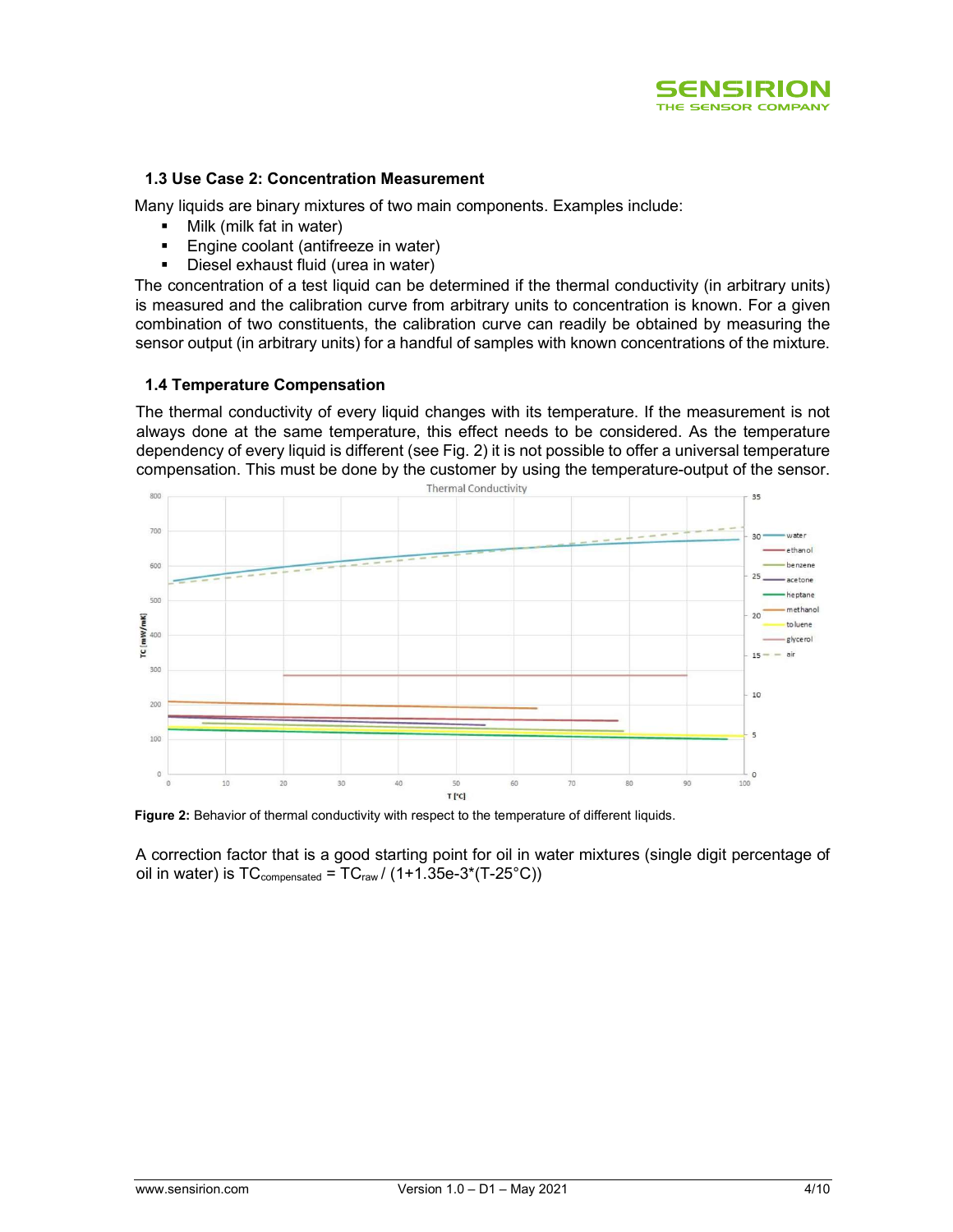### 1.3 Use Case 2: Concentration Measurement

Many liquids are binary mixtures of two main components. Examples include:

- Milk (milk fat in water)
- Engine coolant (antifreeze in water)
- Diesel exhaust fluid (urea in water)

The concentration of a test liquid can be determined if the thermal conductivity (in arbitrary units) is measured and the calibration curve from arbitrary units to concentration is known. For a given combination of two constituents, the calibration curve can readily be obtained by measuring the sensor output (in arbitrary units) for a handful of samples with known concentrations of the mixture.

### 1.4 Temperature Compensation

The thermal conductivity of every liquid changes with its temperature. If the measurement is not always done at the same temperature, this effect needs to be considered. As the temperature dependency of every liquid is different (see Fig. 2) it is not possible to offer a universal temperature compensation. This must be done by the customer by using the temperature-output of the sensor.

**Figure 2:** Behavior of thermal conductivity with respect to the temperature of different liquids.

A correction factor that is a good starting point for oil in water mixtures (single digit percentage of oil in water) is $TC_{compensated} = TC_{raw} / (1+1.35e\text{-}3*(T-25°C))$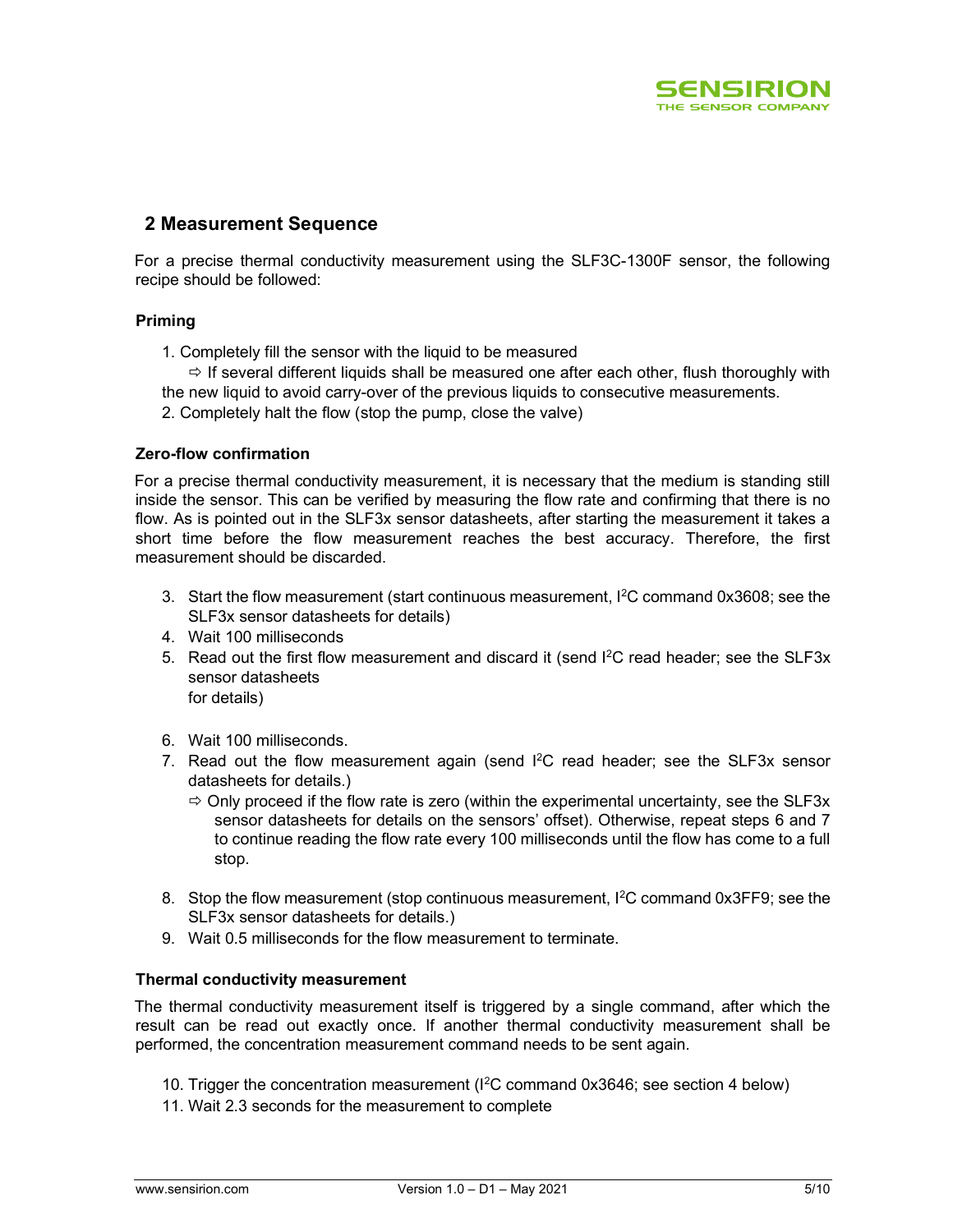## 2 Measurement Sequence

For a precise thermal conductivity measurement using the SLF3C-1300F sensor, the following recipe should be followed:

### Priming

1. Completely fill the sensor with the liquid to be measured
   ⇨ If several different liquids shall be measured one after each other, flush thoroughly with the new liquid to avoid carry-over of the previous liquids to consecutive measurements.
2. Completely halt the flow (stop the pump, close the valve)

### Zero-flow confirmation

For a precise thermal conductivity measurement, it is necessary that the medium is standing still inside the sensor. This can be verified by measuring the flow rate and confirming that there is no flow. As is pointed out in the SLF3x sensor datasheets, after starting the measurement it takes a short time before the flow measurement reaches the best accuracy. Therefore, the first measurement should be discarded.

3. Start the flow measurement (start continuous measurement, $I^2C$ command 0x3608; see the SLF3x sensor datasheets for details)
4. Wait 100 milliseconds
5. Read out the first flow measurement and discard it (send $I^2C$ read header; see the SLF3x sensor datasheets for details)
6. Wait 100 milliseconds.
7. Read out the flow measurement again (send $I^2C$ read header; see the SLF3x sensor datasheets for details.)
   ⇨ Only proceed if the flow rate is zero (within the experimental uncertainty, see the SLF3x sensor datasheets for details on the sensors' offset). Otherwise, repeat steps 6 and 7 to continue reading the flow rate every 100 milliseconds until the flow has come to a full stop.
8. Stop the flow measurement (stop continuous measurement, $I^2C$ command 0x3FF9; see the SLF3x sensor datasheets for details.)
9. Wait 0.5 milliseconds for the flow measurement to terminate.

### Thermal conductivity measurement

The thermal conductivity measurement itself is triggered by a single command, after which the result can be read out exactly once. If another thermal conductivity measurement shall be performed, the concentration measurement command needs to be sent again.

10. Trigger the concentration measurement ($I^2C$ command 0x3646; see section 4 below)
11. Wait 2.3 seconds for the measurement to complete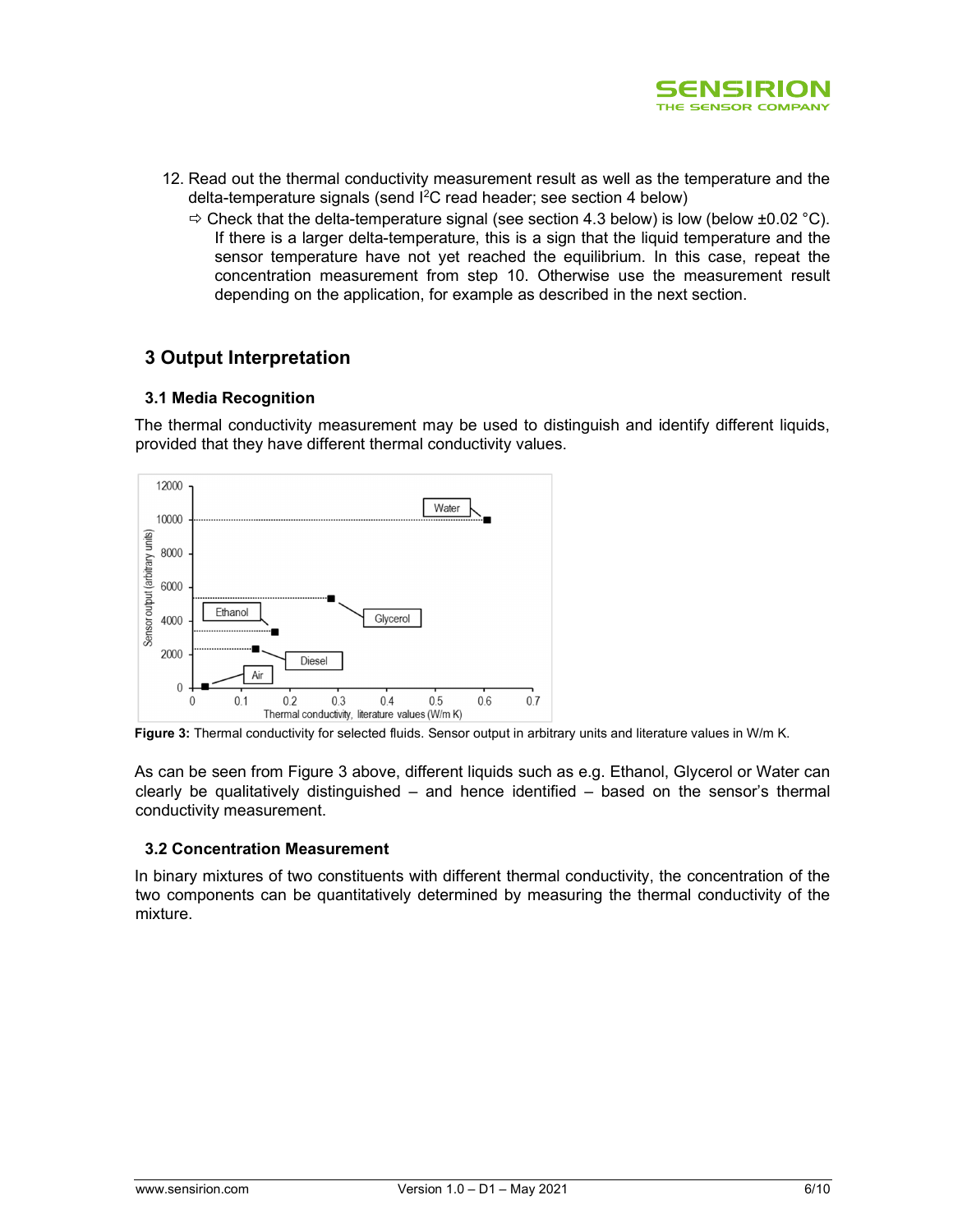12. Read out the thermal conductivity measurement result as well as the temperature and the delta-temperature signals (send I²C read header; see section 4 below)
    ⇨ Check that the delta-temperature signal (see section 4.3 below) is low (below ±0.02 °C). If there is a larger delta-temperature, this is a sign that the liquid temperature and the sensor temperature have not yet reached the equilibrium. In this case, repeat the concentration measurement from step 10. Otherwise use the measurement result depending on the application, for example as described in the next section.

## 3 Output Interpretation

### 3.1 Media Recognition

The thermal conductivity measurement may be used to distinguish and identify different liquids, provided that they have different thermal conductivity values.

**Figure 3:** Thermal conductivity for selected fluids. Sensor output in arbitrary units and literature values in W/m K.

As can be seen from Figure 3 above, different liquids such as e.g. Ethanol, Glycerol or Water can clearly be qualitatively distinguished – and hence identified – based on the sensor's thermal conductivity measurement.

### 3.2 Concentration Measurement

In binary mixtures of two constituents with different thermal conductivity, the concentration of the two components can be quantitatively determined by measuring the thermal conductivity of the mixture.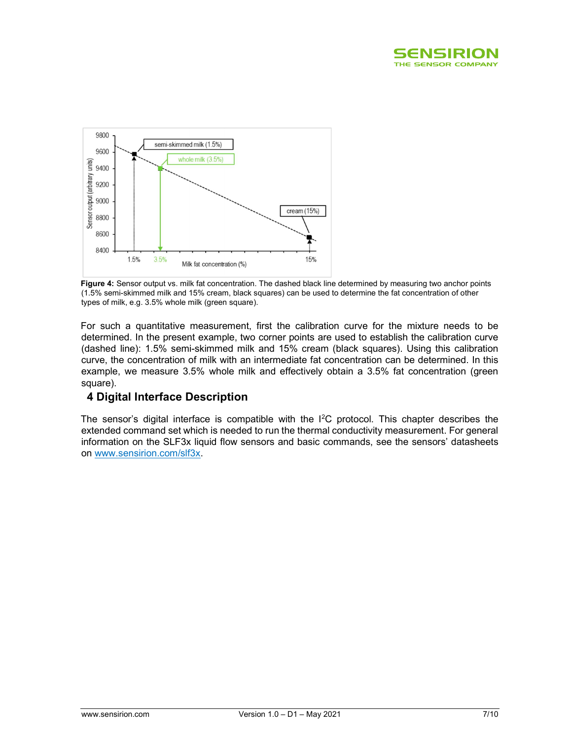**Figure 4:** Sensor output vs. milk fat concentration. The dashed black line determined by measuring two anchor points (1.5% semi-skimmed milk and 15% cream, black squares) can be used to determine the fat concentration of other types of milk, e.g. 3.5% whole milk (green square).

For such a quantitative measurement, first the calibration curve for the mixture needs to be determined. In the present example, two corner points are used to establish the calibration curve (dashed line): 1.5% semi-skimmed milk and 15% cream (black squares). Using this calibration curve, the concentration of milk with an intermediate fat concentration can be determined. In this example, we measure 3.5% whole milk and effectively obtain a 3.5% fat concentration (green square).

# 4 Digital Interface Description

The sensor's digital interface is compatible with the $I^2C$ protocol. This chapter describes the extended command set which is needed to run the thermal conductivity measurement. For general information on the SLF3x liquid flow sensors and basic commands, see the sensors' datasheets on [www.sensirion.com/slf3x](http://www.sensirion.com/slf3x).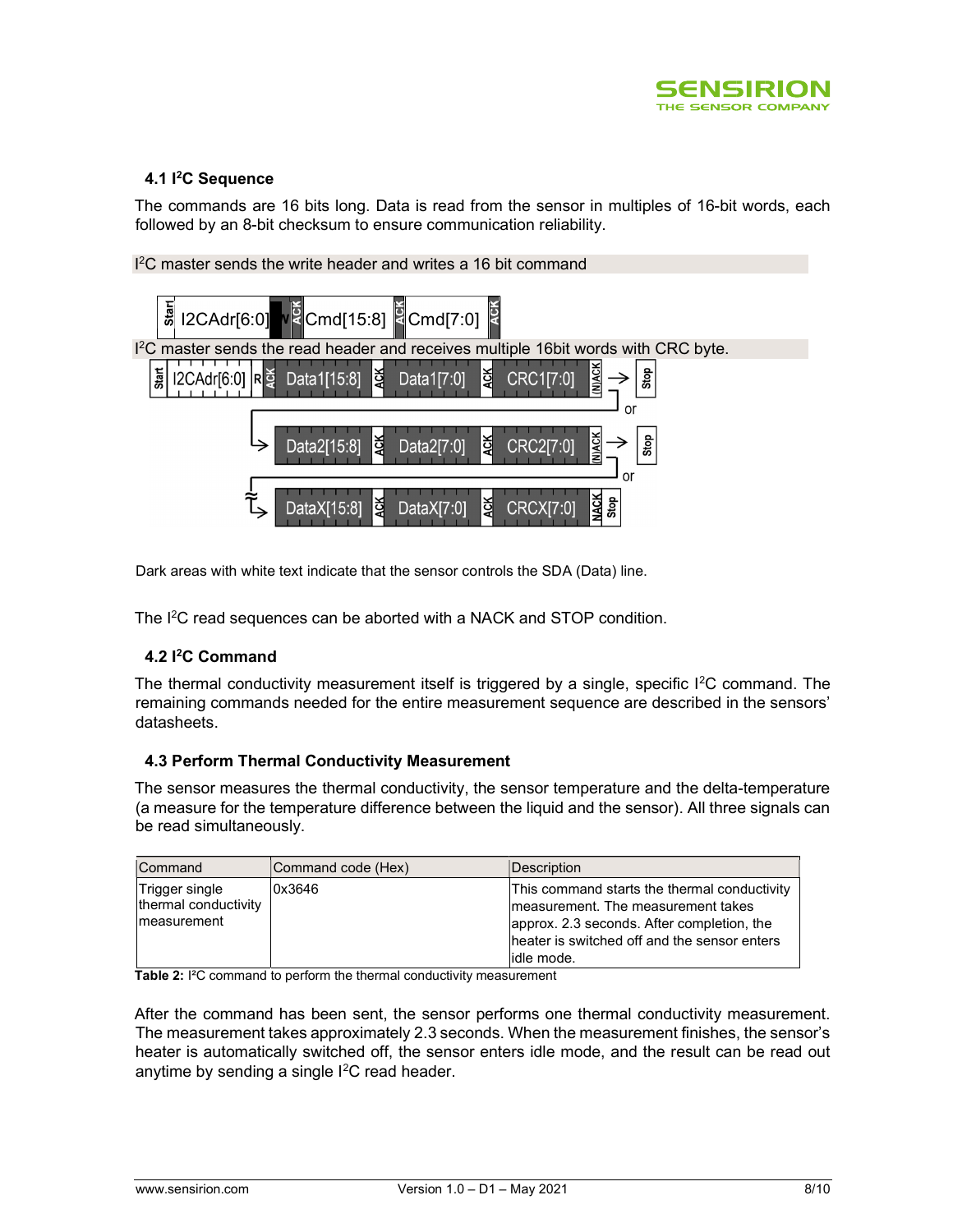### 4.1 I²C Sequence

The commands are 16 bits long. Data is read from the sensor in multiples of 16-bit words, each followed by an 8-bit checksum to ensure communication reliability.

I²C master sends the write header and writes a 16 bit command

| Start | I2CAdr[6:0] | W | ACK | Cmd[15:8] | ACK | Cmd[7:0] | ACK |
|---|---|---|---|---|---|---|---|

I²C master sends the read header and receives multiple 16bit words with CRC byte.

| Start | I2CAdr[6:0] | R | ACK | Data1[15:8] | ACK | Data1[7:0] | ACK | CRC1[7:0] | (N)ACK | → Stop |
|---|---|---|---|---|---|---|---|---|---|---|

or

| Data2[15:8] | ACK | Data2[7:0] | ACK | CRC2[7:0] | (N)ACK | → Stop |
|---|---|---|---|---|---|---|

or

| DataX[15:8] | ACK | DataX[7:0] | ACK | CRCX[7:0] | NACK | Stop |
|---|---|---|---|---|---|---|

Dark areas with white text indicate that the sensor controls the SDA (Data) line.

The I²C read sequences can be aborted with a NACK and STOP condition.

### 4.2 I²C Command

The thermal conductivity measurement itself is triggered by a single, specific I²C command. The remaining commands needed for the entire measurement sequence are described in the sensors' datasheets.

### 4.3 Perform Thermal Conductivity Measurement

The sensor measures the thermal conductivity, the sensor temperature and the delta-temperature (a measure for the temperature difference between the liquid and the sensor). All three signals can be read simultaneously.

| Command | Command code (Hex) | Description |
|---|---|---|
| Trigger single thermal conductivity measurement | 0x3646 | This command starts the thermal conductivity measurement. The measurement takes approx. 2.3 seconds. After completion, the heater is switched off and the sensor enters idle mode. |

**Table 2:** I²C command to perform the thermal conductivity measurement

After the command has been sent, the sensor performs one thermal conductivity measurement. The measurement takes approximately 2.3 seconds. When the measurement finishes, the sensor's heater is automatically switched off, the sensor enters idle mode, and the result can be read out anytime by sending a single I²C read header.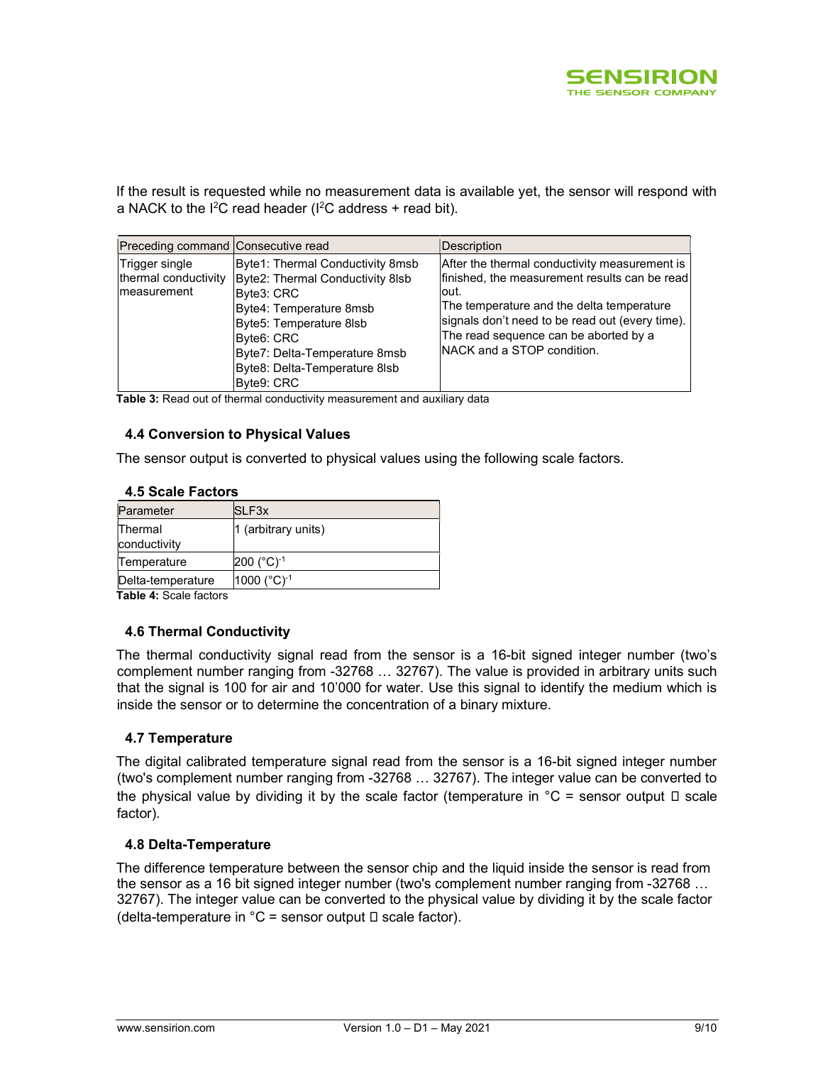If the result is requested while no measurement data is available yet, the sensor will respond with a NACK to the I²C read header (I²C address + read bit).

| Preceding command | Consecutive read | Description |
|---|---|---|
| Trigger single thermal conductivity measurement | Byte1: Thermal Conductivity 8msb<br>Byte2: Thermal Conductivity 8lsb<br>Byte3: CRC<br>Byte4: Temperature 8msb<br>Byte5: Temperature 8lsb<br>Byte6: CRC<br>Byte7: Delta-Temperature 8msb<br>Byte8: Delta-Temperature 8lsb<br>Byte9: CRC | After the thermal conductivity measurement is finished, the measurement results can be read out.<br>The temperature and the delta temperature signals don't need to be read out (every time).<br>The read sequence can be aborted by a NACK and a STOP condition. |

**Table 3:** Read out of thermal conductivity measurement and auxiliary data

### 4.4 Conversion to Physical Values

The sensor output is converted to physical values using the following scale factors.

### 4.5 Scale Factors

| Parameter | SLF3x |
|---|---|
| Thermal conductivity | 1 (arbitrary units) |
| Temperature | 200 $(°C)^{-1}$ |
| Delta-temperature | 1000 $(°C)^{-1}$ |

**Table 4:** Scale factors

### 4.6 Thermal Conductivity

The thermal conductivity signal read from the sensor is a 16-bit signed integer number (two's complement number ranging from -32768 … 32767). The value is provided in arbitrary units such that the signal is 100 for air and 10'000 for water. Use this signal to identify the medium which is inside the sensor or to determine the concentration of a binary mixture.

### 4.7 Temperature

The digital calibrated temperature signal read from the sensor is a 16-bit signed integer number (two's complement number ranging from -32768 … 32767). The integer value can be converted to the physical value by dividing it by the scale factor (temperature in °C = sensor output ÷ scale factor).

### 4.8 Delta-Temperature

The difference temperature between the sensor chip and the liquid inside the sensor is read from the sensor as a 16 bit signed integer number (two's complement number ranging from -32768 … 32767). The integer value can be converted to the physical value by dividing it by the scale factor (delta-temperature in °C = sensor output ÷ scale factor).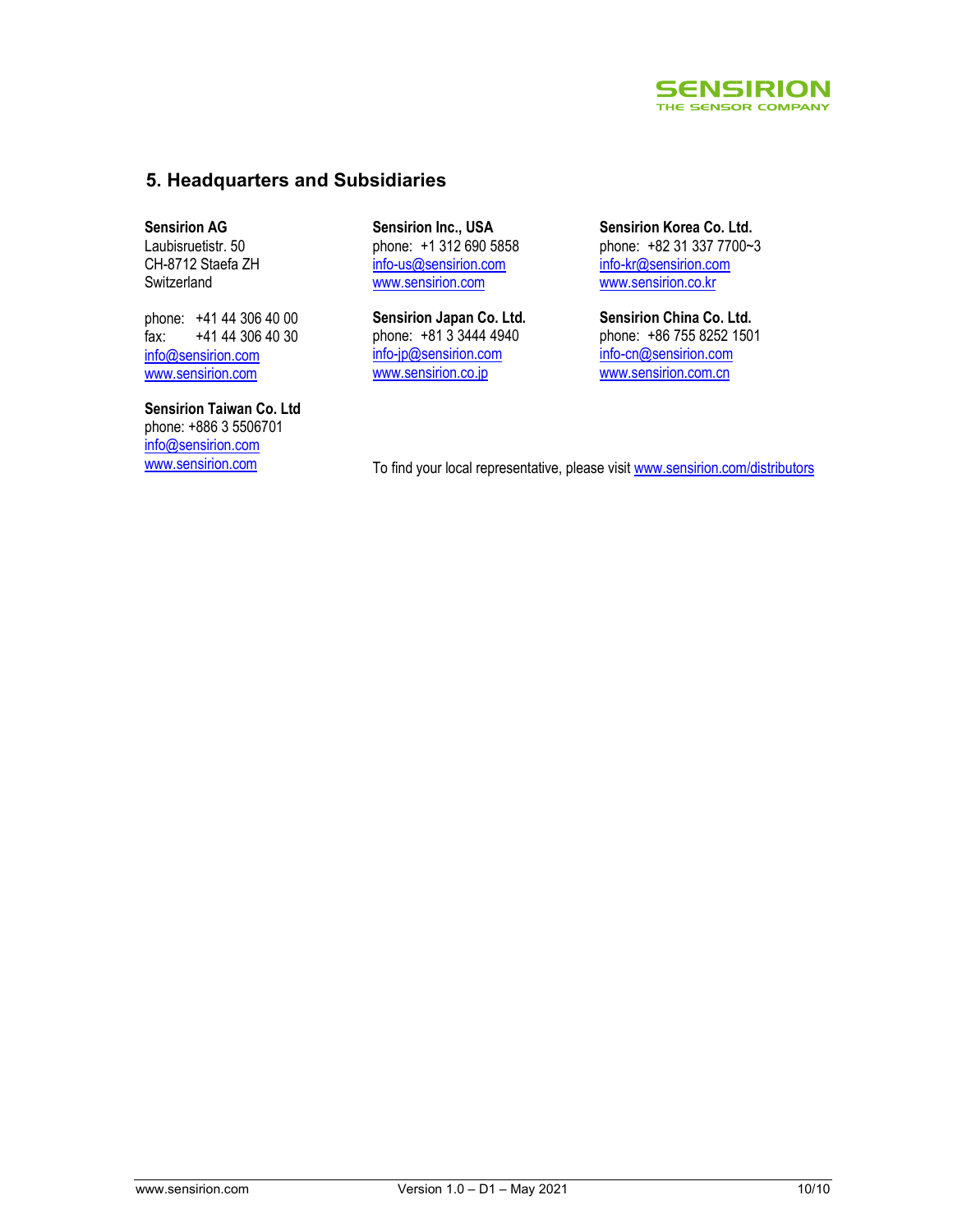## 5. Headquarters and Subsidiaries

**Sensirion AG**
Laubisruetistr. 50
CH-8712 Staefa ZH
Switzerland

phone: +41 44 306 40 00
fax: +41 44 306 40 30
info@sensirion.com
www.sensirion.com

**Sensirion Taiwan Co. Ltd**
phone: +886 3 5506701
info@sensirion.com
www.sensirion.com

**Sensirion Inc., USA**
phone: +1 312 690 5858
info-us@sensirion.com
www.sensirion.com

**Sensirion Japan Co. Ltd.**
phone: +81 3 3444 4940
info-jp@sensirion.com
www.sensirion.co.jp

**Sensirion Korea Co. Ltd.**
phone: +82 31 337 7700~3
info-kr@sensirion.com
www.sensirion.co.kr

**Sensirion China Co. Ltd.**
phone: +86 755 8252 1501
info-cn@sensirion.com
www.sensirion.com.cn

To find your local representative, please visit www.sensirion.com/distributors